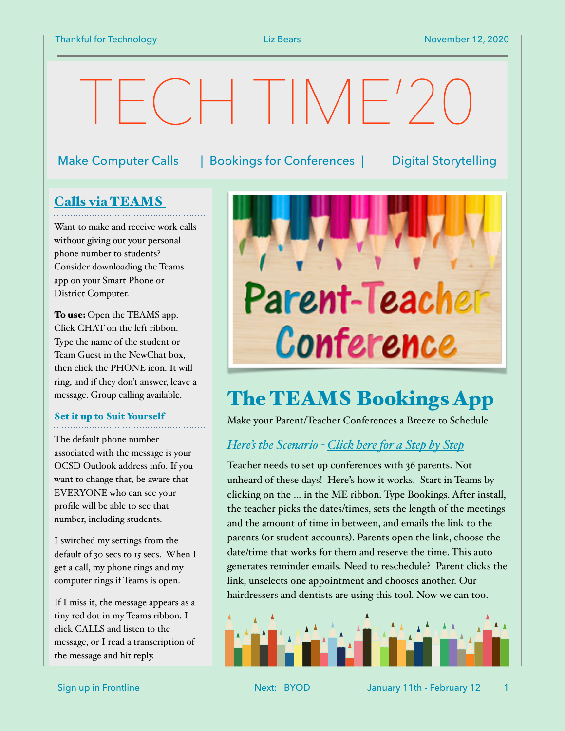# TECH TIME'20

Make Computer Calls | Bookings for Conferences | Digital Storytelling

## Calls via TEAMS

Want to make and receive work calls without giving out your personal phone number to students? Consider downloading the Teams app on your Smart Phone or District Computer.

**To use:** Open the TEAMS app. Click CHAT on the left ribbon. Type the name of the student or Team Guest in the NewChat box, then click the PHONE icon. It will ring, and if they don't answer, leave a message. Group calling available.

### Set it up to Suit Yourself

The default phone number associated with the message is your OCSD Outlook address info. If you want to change that, be aware that EVERYONE who can see your profile will be able to see that number, including students.

I switched my settings from the default of 30 secs to 15 secs. When I get a call, my phone rings and my computer rings if Teams is open.

If I miss it, the message appears as a tiny red dot in my Teams ribbon. I click CALLS and listen to the message, or I read a transcription of the message and hit reply.

## The TEAMS Bookings App

Make your Parent/Teacher Conferences a Breeze to Schedule

*Here's the Scenario - Click here for a Step by Step*

Teacher needs to set up conferences with 36 parents. Not unheard of these days! Here's how it works. Start in Teams by clicking on the … in the ME ribbon. Type Bookings. After install, the teacher picks the dates/times, sets the length of the meetings and the amount of time in between, and emails the link to the parents (or student accounts). Parents open the link, choose the date/time that works for them and reserve the time. This auto generates reminder emails. Need to reschedule? Parent clicks the link, unselects one appointment and chooses another. Our hairdressers and dentists are using this tool. Now we can too.

Sign up in Frontline | Next: BYOD | January 11th - February 12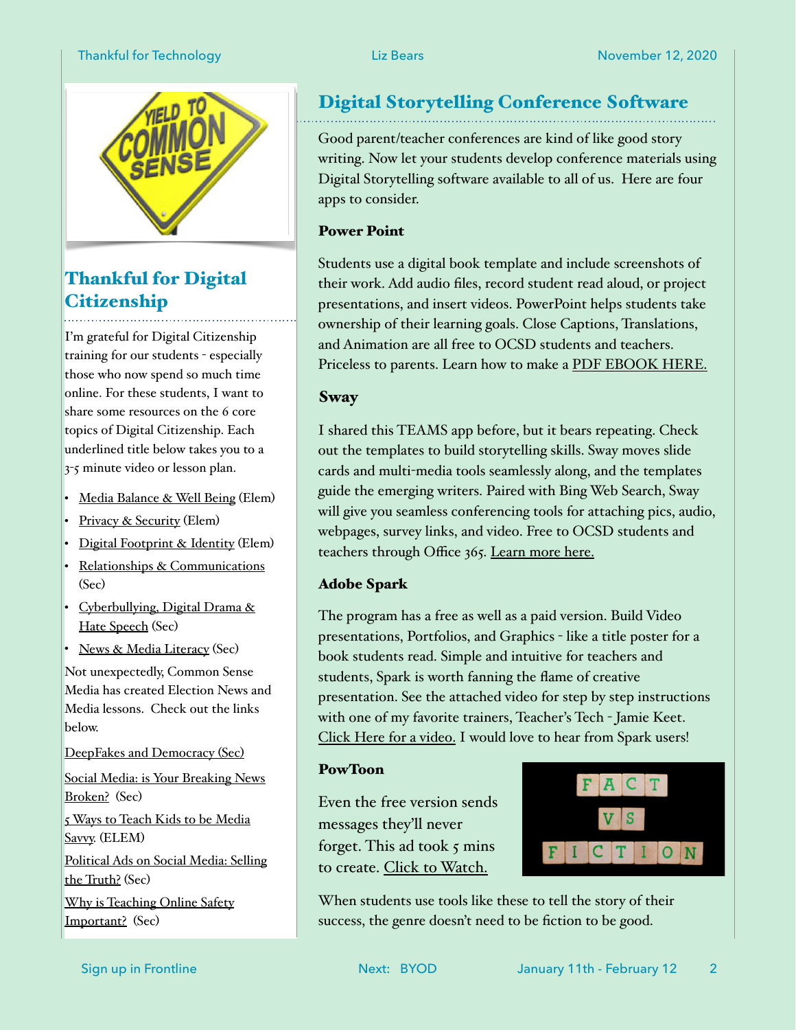## Thankful for Digital Citizenship

I'm grateful for Digital Citizenship training for our students - especially those who now spend so much time online. For these students, I want to share some resources on the 6 core topics of Digital Citizenship. Each underlined title below takes you to a 3-5 minute video or lesson plan.

- Media Balance & Well Being (Elem)
- Privacy & Security (Elem)
- Digital Footprint & Identity (Elem)
- Relationships & Communications (Sec)
- Cyberbullying, Digital Drama & Hate Speech (Sec)
- News & Media Literacy (Sec)

Not unexpectedly, Common Sense Media has created Election News and Media lessons. Check out the links below.

DeepFakes and Democracy (Sec)

Social Media: is Your Breaking News Broken? (Sec)

5 Ways to Teach Kids to be Media Savvy. (ELEM)

Political Ads on Social Media: Selling the Truth? (Sec)

Why is Teaching Online Safety Important? (Sec)

## Digital Storytelling Conference Software

Good parent/teacher conferences are kind of like good story writing. Now let your students develop conference materials using Digital Storytelling software available to all of us. Here are four apps to consider.

### Power Point

Students use a digital book template and include screenshots of their work. Add audio files, record student read aloud, or project presentations, and insert videos. PowerPoint helps students take ownership of their learning goals. Close Captions, Translations, and Animation are all free to OCSD students and teachers. Priceless to parents. Learn how to make a PDF EBOOK HERE.

### Sway

I shared this TEAMS app before, but it bears repeating. Check out the templates to build storytelling skills. Sway moves slide cards and multi-media tools seamlessly along, and the templates guide the emerging writers. Paired with Bing Web Search, Sway will give you seamless conferencing tools for attaching pics, audio, webpages, survey links, and video. Free to OCSD students and teachers through Office 365. Learn more here.

### Adobe Spark

The program has a free as well as a paid version. Build Video presentations, Portfolios, and Graphics - like a title poster for a book students read. Simple and intuitive for teachers and students, Spark is worth fanning the flame of creative presentation. See the attached video for step by step instructions with one of my favorite trainers, Teacher's Tech - Jamie Keet. Click Here for a video. I would love to hear from Spark users!

### PowToon

Even the free version sends messages they'll never forget. This ad took 5 mins to create. Click to Watch.

When students use tools like these to tell the story of their success, the genre doesn't need to be fiction to be good.

Sign up in Frontline — Next: BYOD — January 11th - February 12